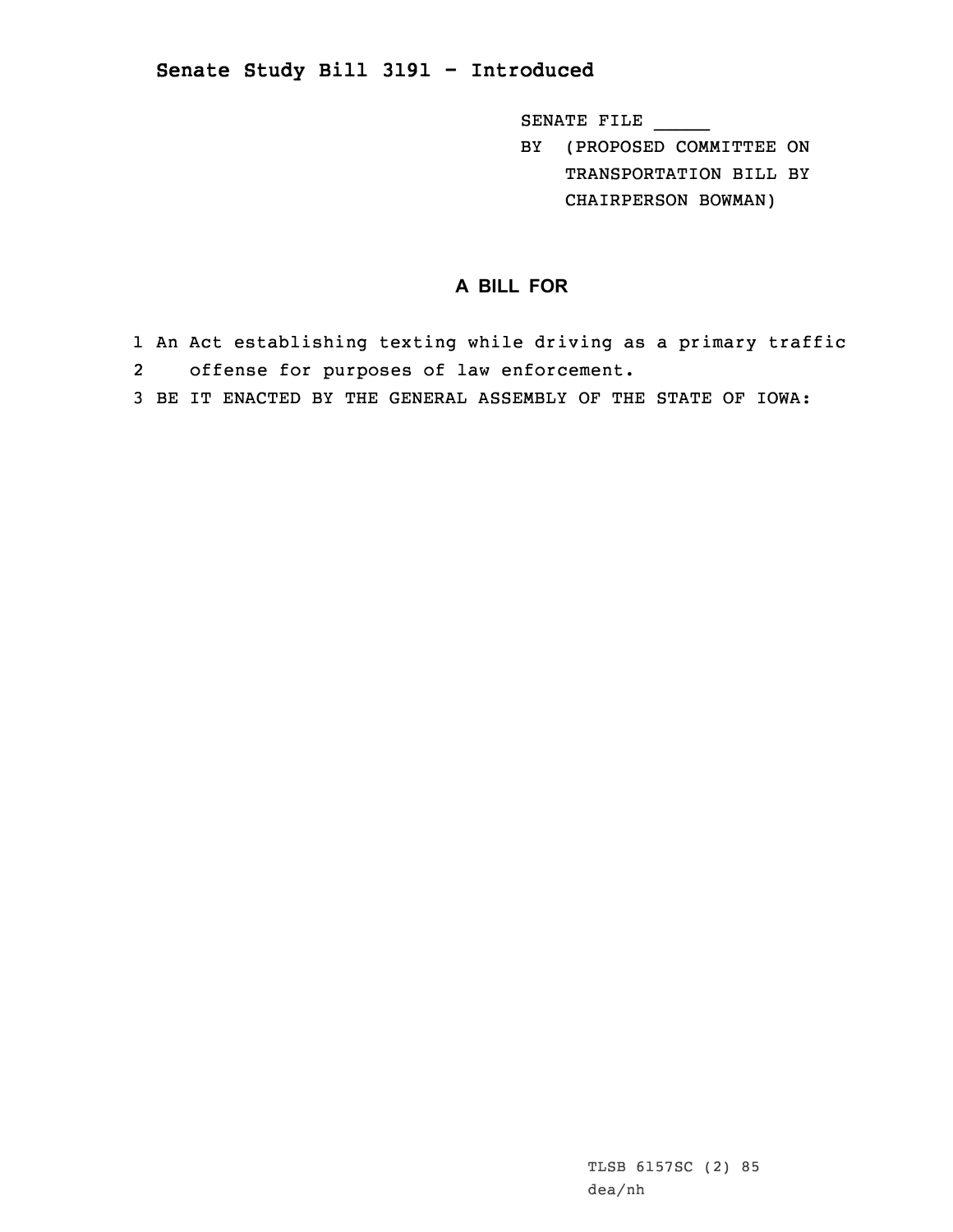## Senate Study Bill 3191 - Introduced

SENATE FILE _____

BY (PROPOSED COMMITTEE ON TRANSPORTATION BILL BY CHAIRPERSON BOWMAN)

### A BILL FOR

1 An Act establishing texting while driving as a primary traffic
2 offense for purposes of law enforcement.
3 BE IT ENACTED BY THE GENERAL ASSEMBLY OF THE STATE OF IOWA:

TLSB 6157SC (2) 85
dea/nh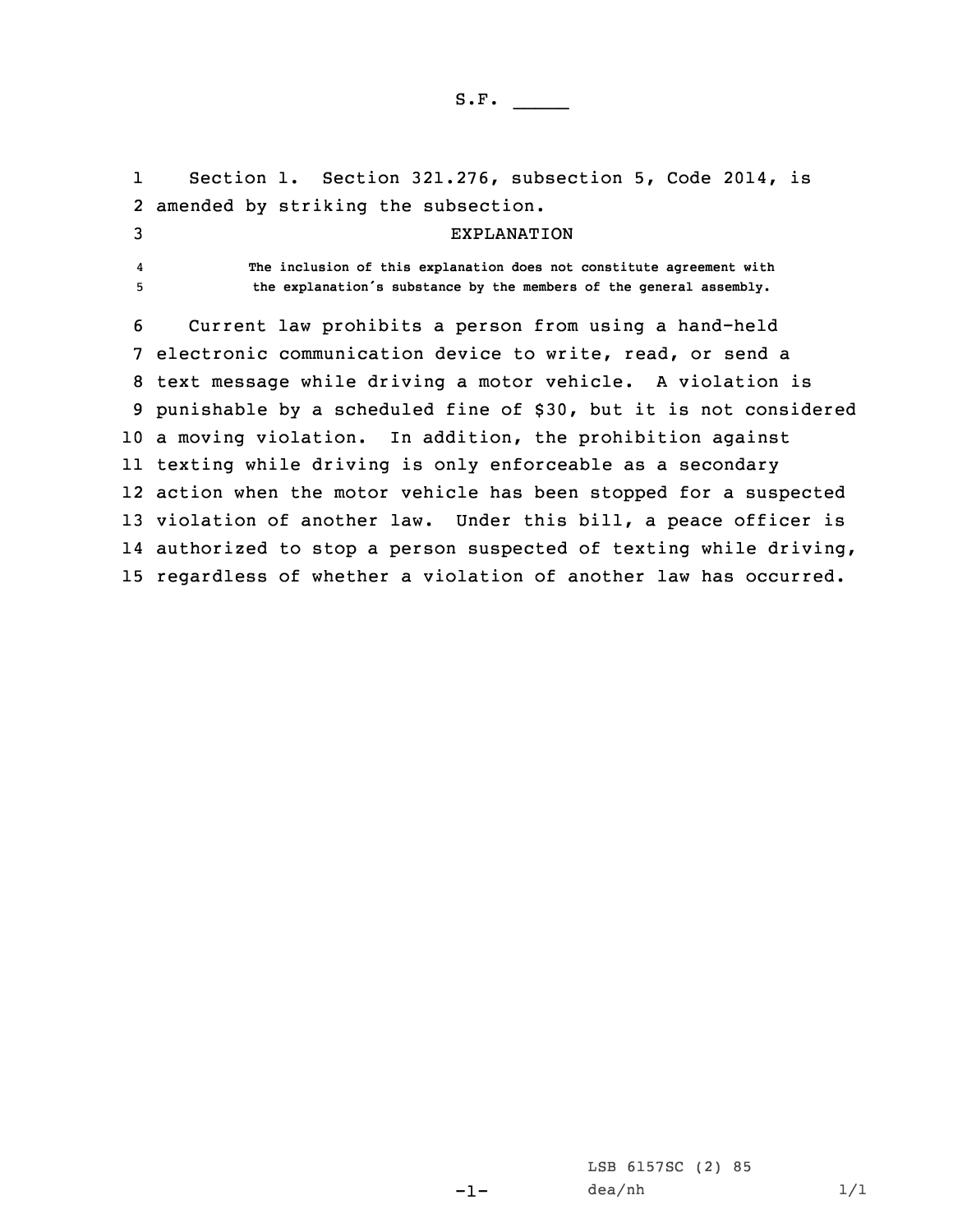S.F. _____

Section 1. Section 321.276, subsection 5, Code 2014, is amended by striking the subsection.

EXPLANATION

The inclusion of this explanation does not constitute agreement with the explanation's substance by the members of the general assembly.

Current law prohibits a person from using a hand-held electronic communication device to write, read, or send a text message while driving a motor vehicle. A violation is punishable by a scheduled fine of $30, but it is not considered a moving violation. In addition, the prohibition against texting while driving is only enforceable as a secondary action when the motor vehicle has been stopped for a suspected violation of another law. Under this bill, a peace officer is authorized to stop a person suspected of texting while driving, regardless of whether a violation of another law has occurred.

LSB 6157SC (2) 85
dea/nh